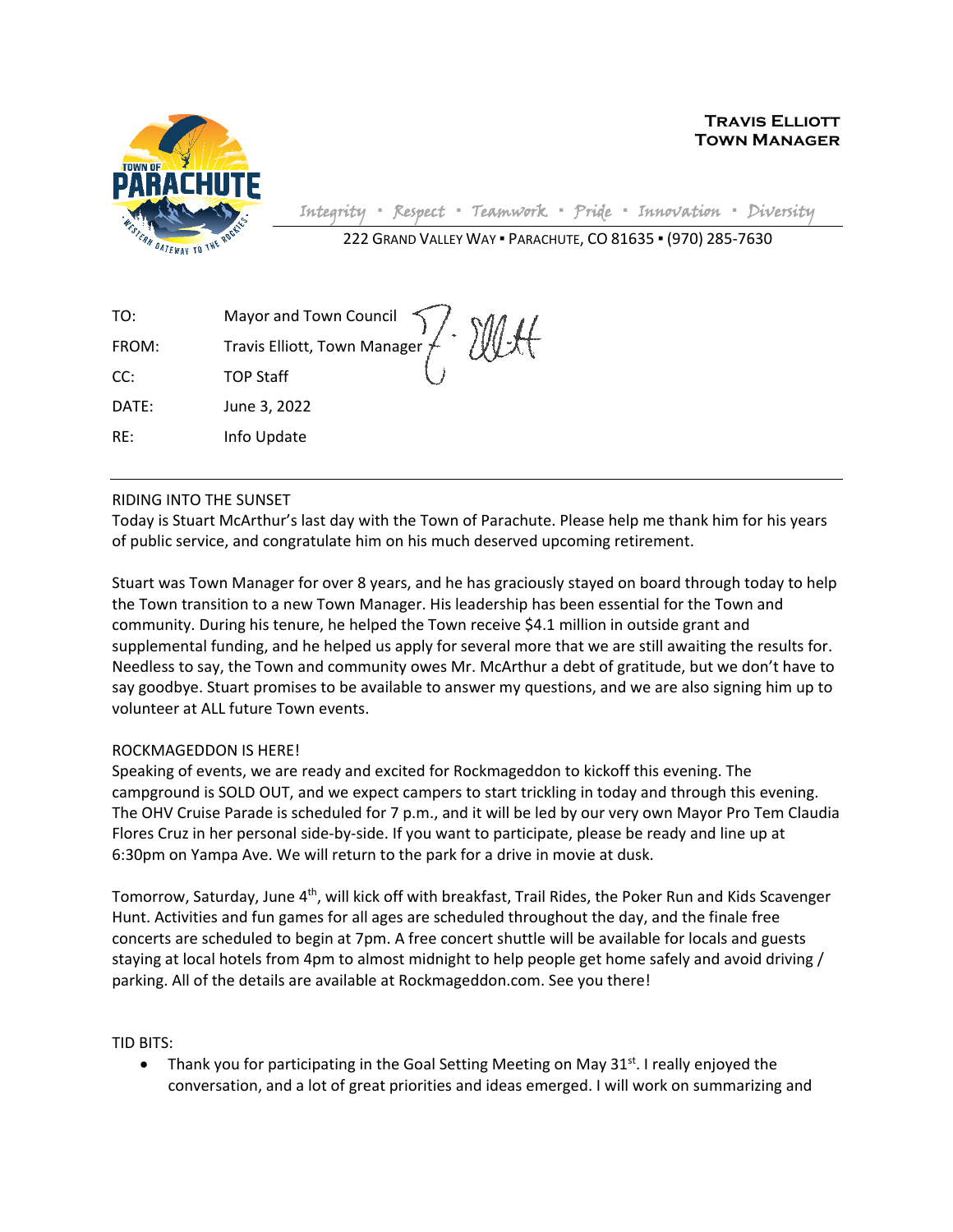**TRAVIS ELLIOTT**
**TOWN MANAGER**

*Integrity ▪ Respect ▪ Teamwork ▪ Pride ▪ Innovation ▪ Diversity*

222 GRAND VALLEY WAY ▪ PARACHUTE, CO 81635 ▪ (970) 285-7630

TO: Mayor and Town Council

FROM: Travis Elliott, Town Manager

CC: TOP Staff

DATE: June 3, 2022

RE: Info Update

---

RIDING INTO THE SUNSET

Today is Stuart McArthur's last day with the Town of Parachute. Please help me thank him for his years of public service, and congratulate him on his much deserved upcoming retirement.

Stuart was Town Manager for over 8 years, and he has graciously stayed on board through today to help the Town transition to a new Town Manager. His leadership has been essential for the Town and community. During his tenure, he helped the Town receive $4.1 million in outside grant and supplemental funding, and he helped us apply for several more that we are still awaiting the results for. Needless to say, the Town and community owes Mr. McArthur a debt of gratitude, but we don't have to say goodbye. Stuart promises to be available to answer my questions, and we are also signing him up to volunteer at ALL future Town events.

ROCKMAGEDDON IS HERE!

Speaking of events, we are ready and excited for Rockmageddon to kickoff this evening. The campground is SOLD OUT, and we expect campers to start trickling in today and through this evening. The OHV Cruise Parade is scheduled for 7 p.m., and it will be led by our very own Mayor Pro Tem Claudia Flores Cruz in her personal side-by-side. If you want to participate, please be ready and line up at 6:30pm on Yampa Ave. We will return to the park for a drive in movie at dusk.

Tomorrow, Saturday, June 4th, will kick off with breakfast, Trail Rides, the Poker Run and Kids Scavenger Hunt. Activities and fun games for all ages are scheduled throughout the day, and the finale free concerts are scheduled to begin at 7pm. A free concert shuttle will be available for locals and guests staying at local hotels from 4pm to almost midnight to help people get home safely and avoid driving / parking. All of the details are available at Rockmageddon.com. See you there!

TID BITS:

- Thank you for participating in the Goal Setting Meeting on May 31st. I really enjoyed the conversation, and a lot of great priorities and ideas emerged. I will work on summarizing and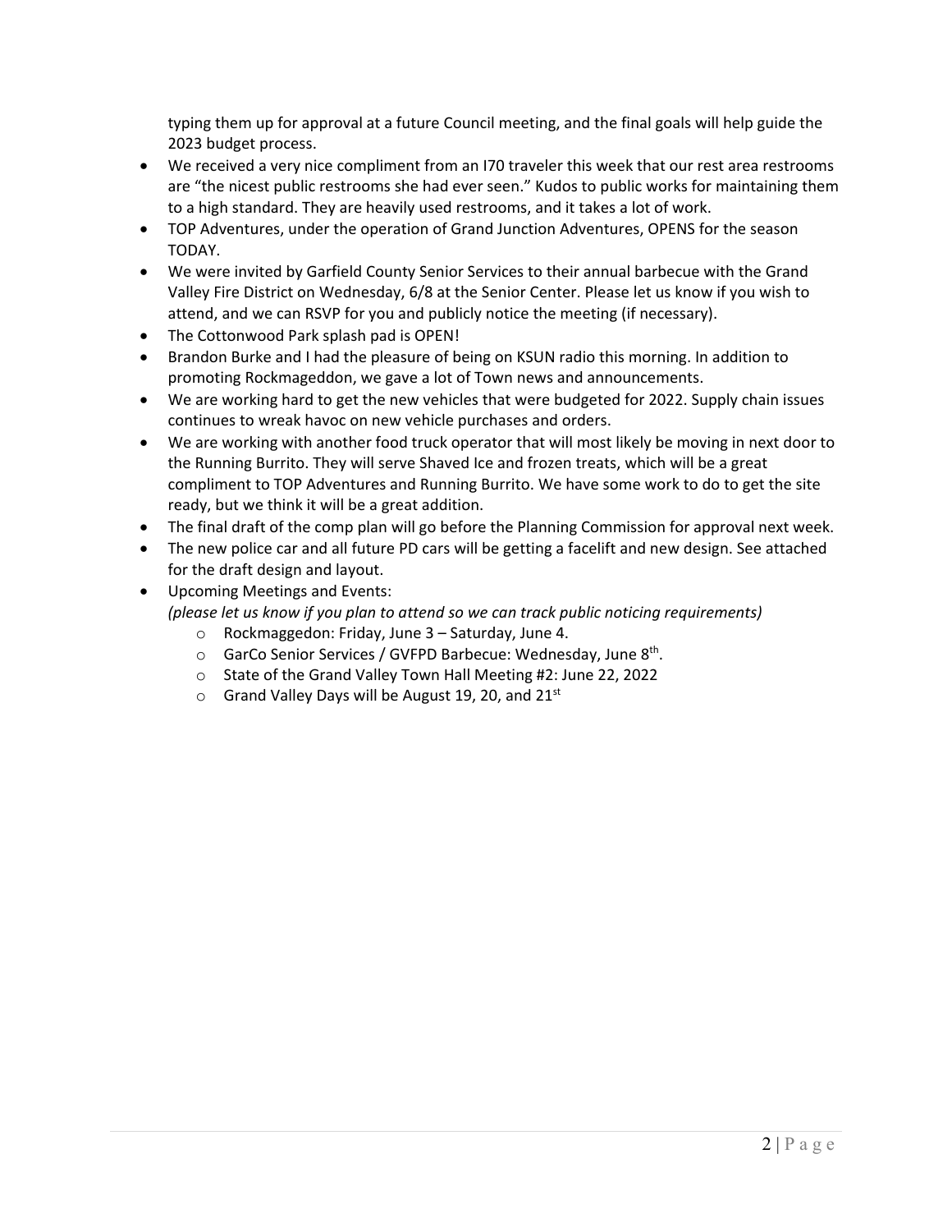typing them up for approval at a future Council meeting, and the final goals will help guide the 2023 budget process.

- We received a very nice compliment from an I70 traveler this week that our rest area restrooms are "the nicest public restrooms she had ever seen." Kudos to public works for maintaining them to a high standard. They are heavily used restrooms, and it takes a lot of work.
- TOP Adventures, under the operation of Grand Junction Adventures, OPENS for the season TODAY.
- We were invited by Garfield County Senior Services to their annual barbecue with the Grand Valley Fire District on Wednesday, 6/8 at the Senior Center. Please let us know if you wish to attend, and we can RSVP for you and publicly notice the meeting (if necessary).
- The Cottonwood Park splash pad is OPEN!
- Brandon Burke and I had the pleasure of being on KSUN radio this morning. In addition to promoting Rockmageddon, we gave a lot of Town news and announcements.
- We are working hard to get the new vehicles that were budgeted for 2022. Supply chain issues continues to wreak havoc on new vehicle purchases and orders.
- We are working with another food truck operator that will most likely be moving in next door to the Running Burrito. They will serve Shaved Ice and frozen treats, which will be a great compliment to TOP Adventures and Running Burrito. We have some work to do to get the site ready, but we think it will be a great addition.
- The final draft of the comp plan will go before the Planning Commission for approval next week.
- The new police car and all future PD cars will be getting a facelift and new design. See attached for the draft design and layout.
- Upcoming Meetings and Events:
  *(please let us know if you plan to attend so we can track public noticing requirements)*
  - Rockmaggedon: Friday, June 3 – Saturday, June 4.
  - GarCo Senior Services / GVFPD Barbecue: Wednesday, June 8th.
  - State of the Grand Valley Town Hall Meeting #2: June 22, 2022
  - Grand Valley Days will be August 19, 20, and 21st